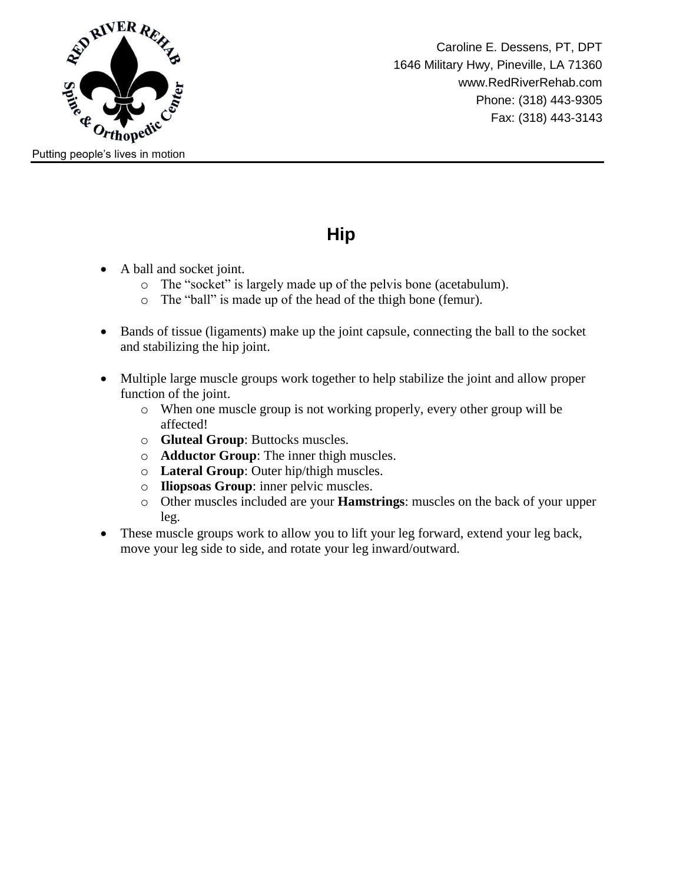Caroline E. Dessens, PT, DPT
1646 Military Hwy, Pineville, LA 71360
www.RedRiverRehab.com
Phone: (318) 443-9305
Fax: (318) 443-3143

Putting people's lives in motion

# Hip

- A ball and socket joint.
  - The "socket" is largely made up of the pelvis bone (acetabulum).
  - The "ball" is made up of the head of the thigh bone (femur).

- Bands of tissue (ligaments) make up the joint capsule, connecting the ball to the socket and stabilizing the hip joint.

- Multiple large muscle groups work together to help stabilize the joint and allow proper function of the joint.
  - When one muscle group is not working properly, every other group will be affected!
  - **Gluteal Group**: Buttocks muscles.
  - **Adductor Group**: The inner thigh muscles.
  - **Lateral Group**: Outer hip/thigh muscles.
  - **Iliopsoas Group**: inner pelvic muscles.
  - Other muscles included are your **Hamstrings**: muscles on the back of your upper leg.
- These muscle groups work to allow you to lift your leg forward, extend your leg back, move your leg side to side, and rotate your leg inward/outward.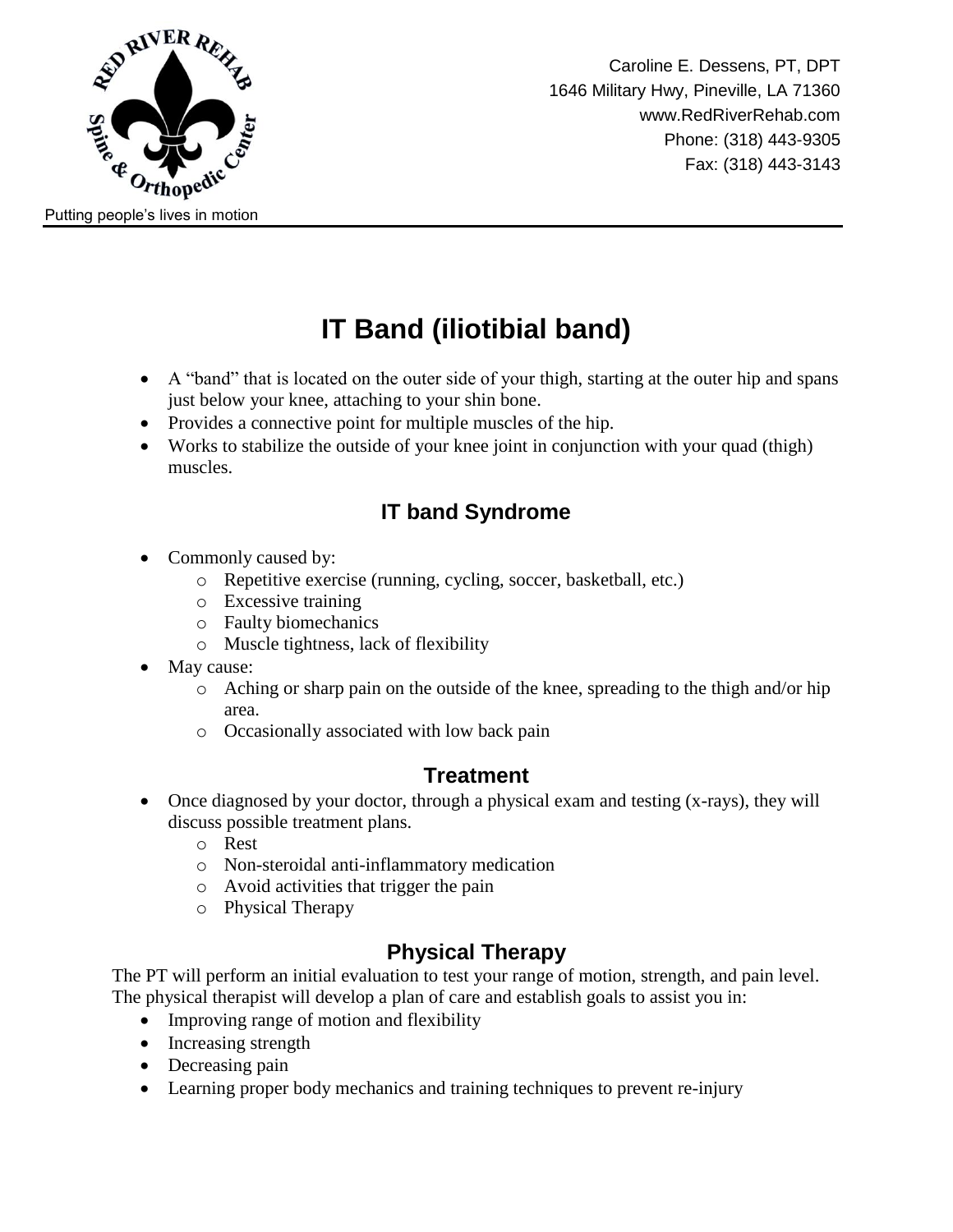Caroline E. Dessens, PT, DPT
1646 Military Hwy, Pineville, LA 71360
www.RedRiverRehab.com
Phone: (318) 443-9305
Fax: (318) 443-3143

Putting people's lives in motion

# IT Band (iliotibial band)

- A "band" that is located on the outer side of your thigh, starting at the outer hip and spans just below your knee, attaching to your shin bone.
- Provides a connective point for multiple muscles of the hip.
- Works to stabilize the outside of your knee joint in conjunction with your quad (thigh) muscles.

## IT band Syndrome

- Commonly caused by:
  - Repetitive exercise (running, cycling, soccer, basketball, etc.)
  - Excessive training
  - Faulty biomechanics
  - Muscle tightness, lack of flexibility
- May cause:
  - Aching or sharp pain on the outside of the knee, spreading to the thigh and/or hip area.
  - Occasionally associated with low back pain

## Treatment

- Once diagnosed by your doctor, through a physical exam and testing (x-rays), they will discuss possible treatment plans.
  - Rest
  - Non-steroidal anti-inflammatory medication
  - Avoid activities that trigger the pain
  - Physical Therapy

## Physical Therapy

The PT will perform an initial evaluation to test your range of motion, strength, and pain level. The physical therapist will develop a plan of care and establish goals to assist you in:

- Improving range of motion and flexibility
- Increasing strength
- Decreasing pain
- Learning proper body mechanics and training techniques to prevent re-injury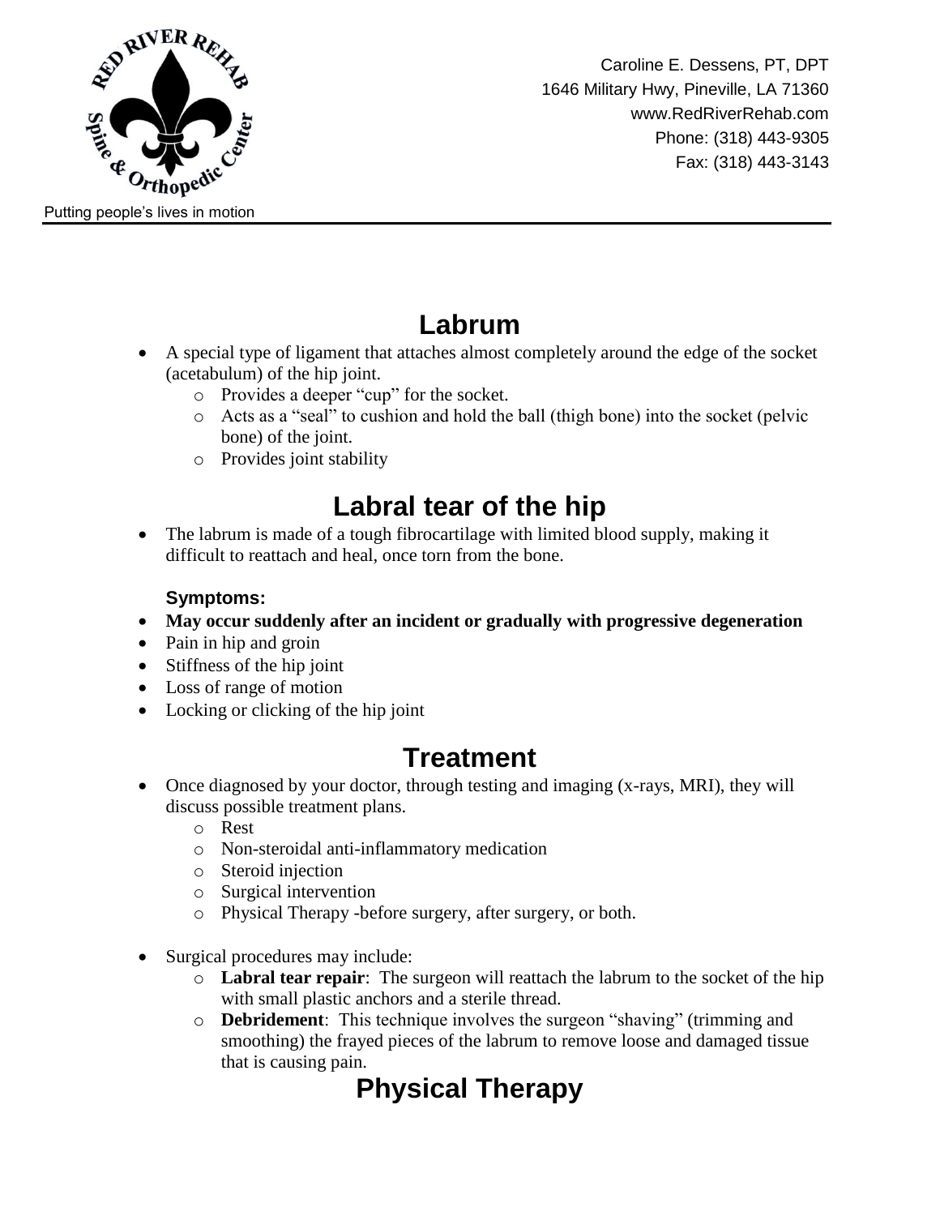## Labrum

- A special type of ligament that attaches almost completely around the edge of the socket (acetabulum) of the hip joint.
  - Provides a deeper "cup" for the socket.
  - Acts as a "seal" to cushion and hold the ball (thigh bone) into the socket (pelvic bone) of the joint.
  - Provides joint stability

## Labral tear of the hip

- The labrum is made of a tough fibrocartilage with limited blood supply, making it difficult to reattach and heal, once torn from the bone.

**Symptoms:**

- **May occur suddenly after an incident or gradually with progressive degeneration**
- Pain in hip and groin
- Stiffness of the hip joint
- Loss of range of motion
- Locking or clicking of the hip joint

## Treatment

- Once diagnosed by your doctor, through testing and imaging (x-rays, MRI), they will discuss possible treatment plans.
  - Rest
  - Non-steroidal anti-inflammatory medication
  - Steroid injection
  - Surgical intervention
  - Physical Therapy -before surgery, after surgery, or both.

- Surgical procedures may include:
  - **Labral tear repair**: The surgeon will reattach the labrum to the socket of the hip with small plastic anchors and a sterile thread.
  - **Debridement**: This technique involves the surgeon "shaving" (trimming and smoothing) the frayed pieces of the labrum to remove loose and damaged tissue that is causing pain.

## Physical Therapy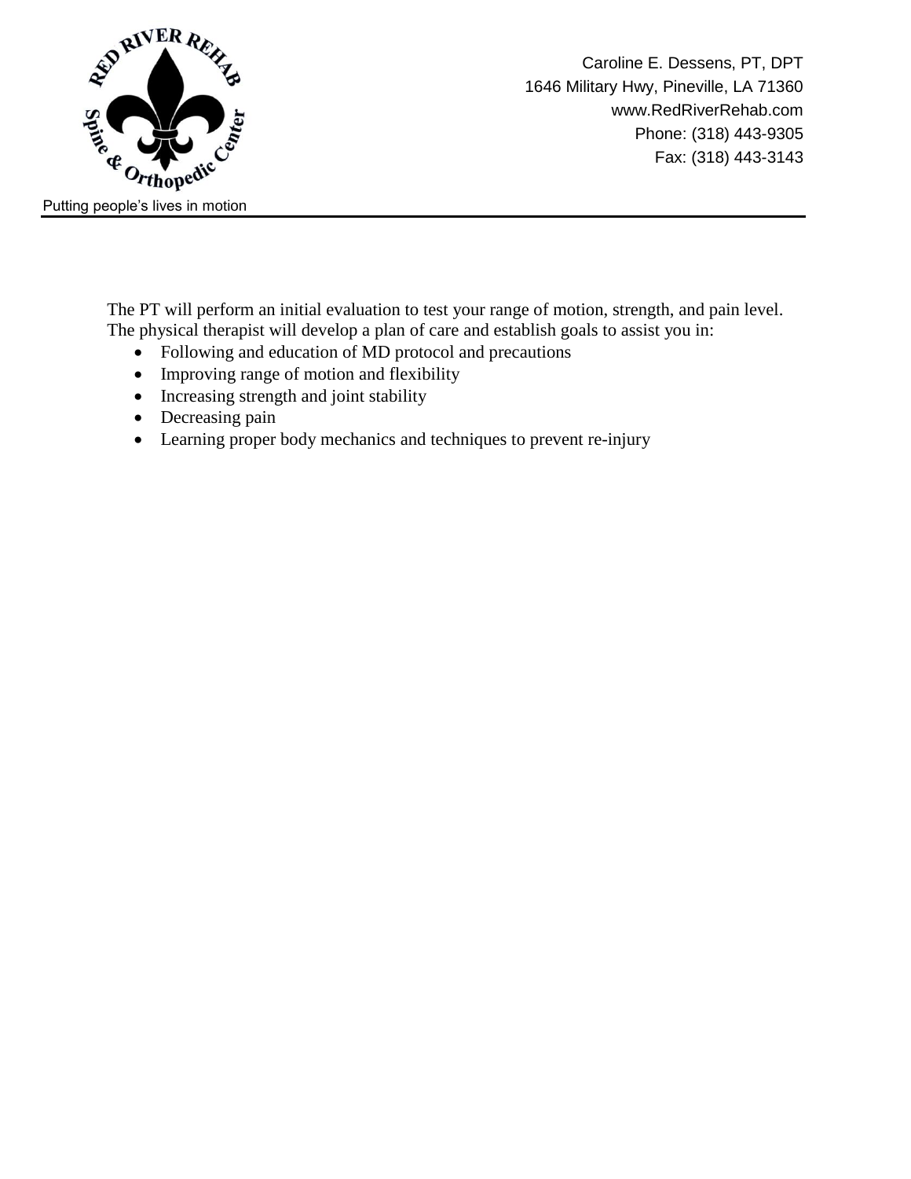The PT will perform an initial evaluation to test your range of motion, strength, and pain level. The physical therapist will develop a plan of care and establish goals to assist you in:

- Following and education of MD protocol and precautions
- Improving range of motion and flexibility
- Increasing strength and joint stability
- Decreasing pain
- Learning proper body mechanics and techniques to prevent re-injury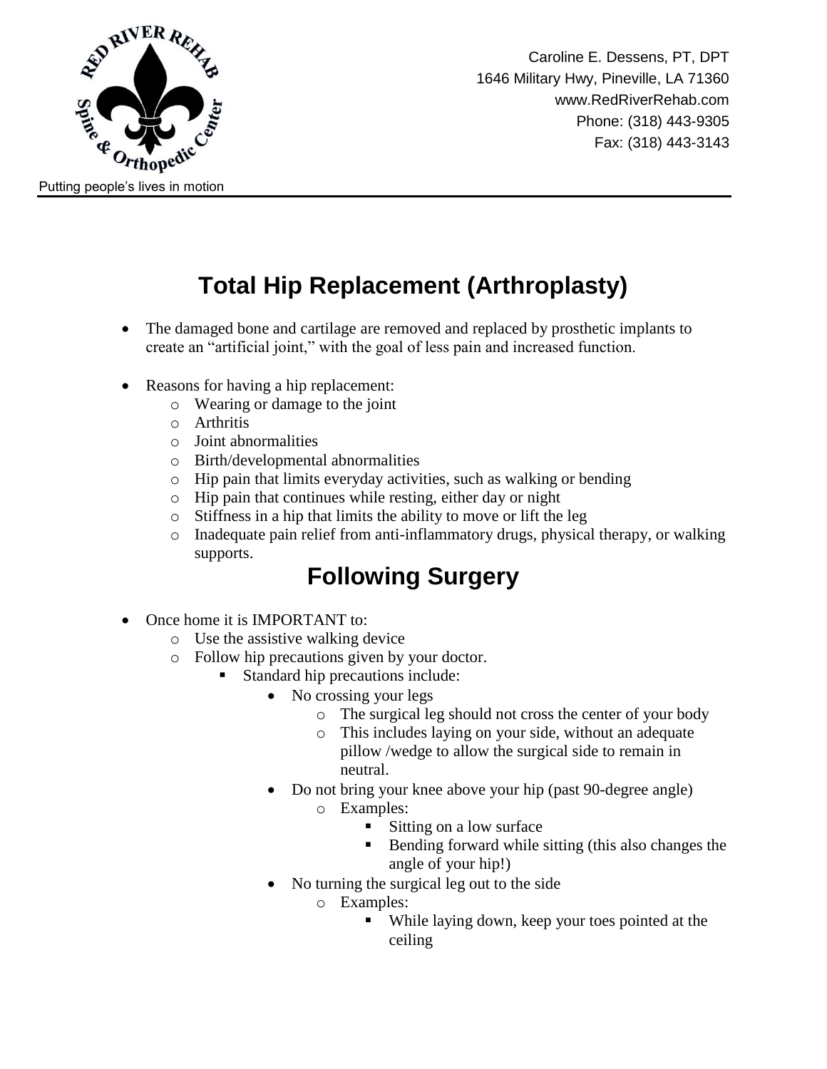Caroline E. Dessens, PT, DPT
1646 Military Hwy, Pineville, LA 71360
www.RedRiverRehab.com
Phone: (318) 443-9305
Fax: (318) 443-3143

Putting people's lives in motion

# Total Hip Replacement (Arthroplasty)

- The damaged bone and cartilage are removed and replaced by prosthetic implants to create an "artificial joint," with the goal of less pain and increased function.

- Reasons for having a hip replacement:
  - Wearing or damage to the joint
  - Arthritis
  - Joint abnormalities
  - Birth/developmental abnormalities
  - Hip pain that limits everyday activities, such as walking or bending
  - Hip pain that continues while resting, either day or night
  - Stiffness in a hip that limits the ability to move or lift the leg
  - Inadequate pain relief from anti-inflammatory drugs, physical therapy, or walking supports.

# Following Surgery

- Once home it is IMPORTANT to:
  - Use the assistive walking device
  - Follow hip precautions given by your doctor.
    - Standard hip precautions include:
      - No crossing your legs
        - The surgical leg should not cross the center of your body
        - This includes laying on your side, without an adequate pillow /wedge to allow the surgical side to remain in neutral.
      - Do not bring your knee above your hip (past 90-degree angle)
        - Examples:
          - Sitting on a low surface
          - Bending forward while sitting (this also changes the angle of your hip!)
      - No turning the surgical leg out to the side
        - Examples:
          - While laying down, keep your toes pointed at the ceiling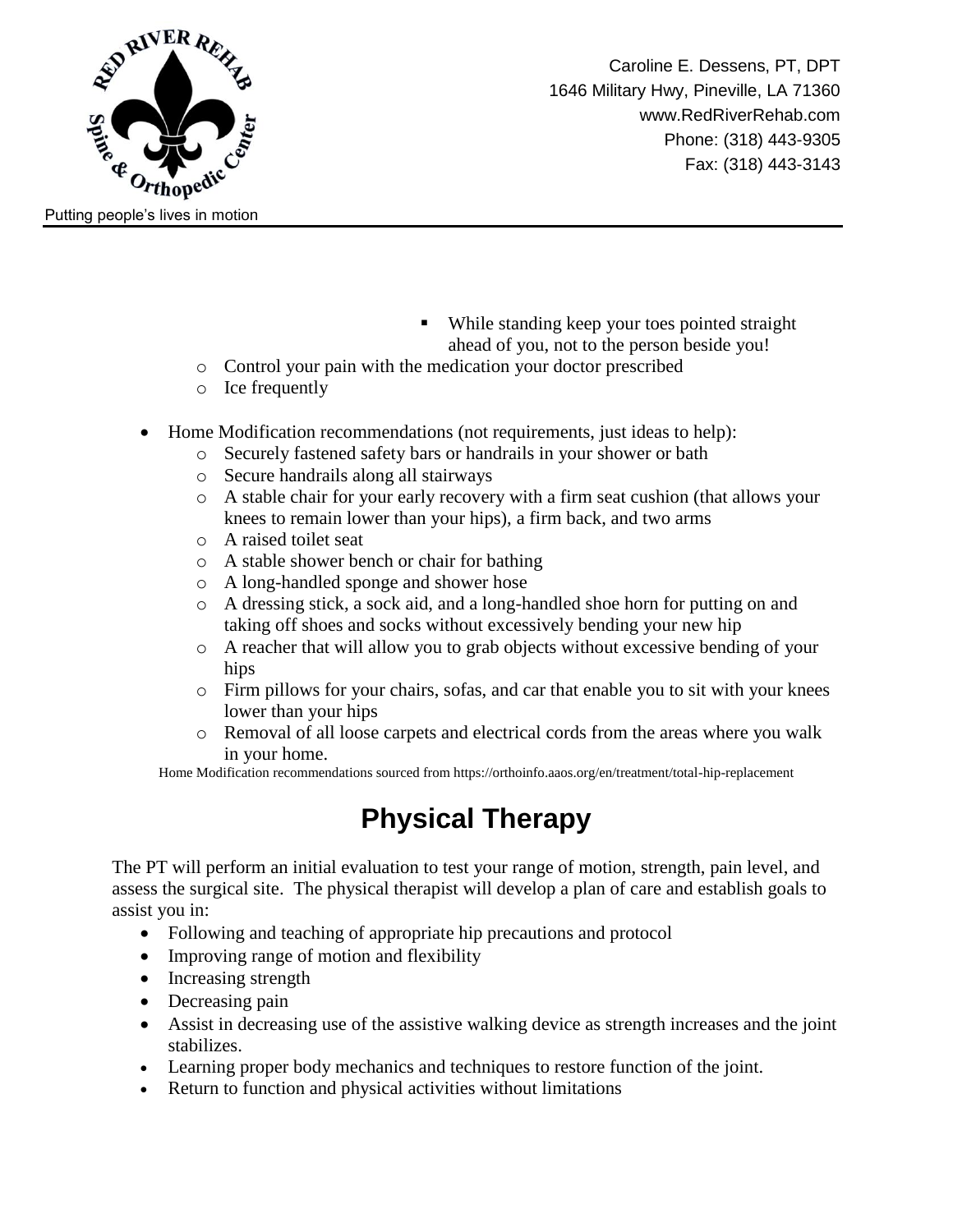- While standing keep your toes pointed straight ahead of you, not to the person beside you!
- Control your pain with the medication your doctor prescribed
- Ice frequently

- Home Modification recommendations (not requirements, just ideas to help):
  - Securely fastened safety bars or handrails in your shower or bath
  - Secure handrails along all stairways
  - A stable chair for your early recovery with a firm seat cushion (that allows your knees to remain lower than your hips), a firm back, and two arms
  - A raised toilet seat
  - A stable shower bench or chair for bathing
  - A long-handled sponge and shower hose
  - A dressing stick, a sock aid, and a long-handled shoe horn for putting on and taking off shoes and socks without excessively bending your new hip
  - A reacher that will allow you to grab objects without excessive bending of your hips
  - Firm pillows for your chairs, sofas, and car that enable you to sit with your knees lower than your hips
  - Removal of all loose carpets and electrical cords from the areas where you walk in your home.

Home Modification recommendations sourced from https://orthoinfo.aaos.org/en/treatment/total-hip-replacement

# Physical Therapy

The PT will perform an initial evaluation to test your range of motion, strength, pain level, and assess the surgical site. The physical therapist will develop a plan of care and establish goals to assist you in:

- Following and teaching of appropriate hip precautions and protocol
- Improving range of motion and flexibility
- Increasing strength
- Decreasing pain
- Assist in decreasing use of the assistive walking device as strength increases and the joint stabilizes.
- Learning proper body mechanics and techniques to restore function of the joint.
- Return to function and physical activities without limitations